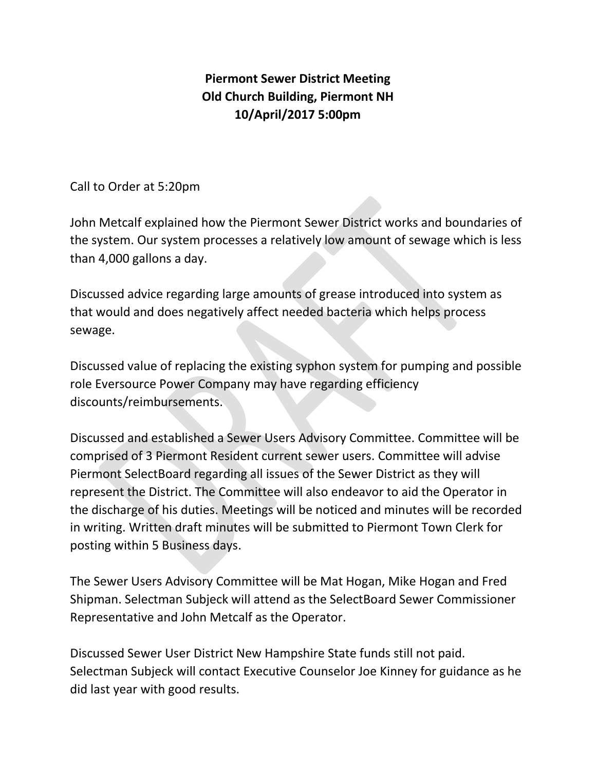**Piermont Sewer District Meeting**
**Old Church Building, Piermont NH**
**10/April/2017 5:00pm**

Call to Order at 5:20pm

John Metcalf explained how the Piermont Sewer District works and boundaries of the system. Our system processes a relatively low amount of sewage which is less than 4,000 gallons a day.

Discussed advice regarding large amounts of grease introduced into system as that would and does negatively affect needed bacteria which helps process sewage.

Discussed value of replacing the existing syphon system for pumping and possible role Eversource Power Company may have regarding efficiency discounts/reimbursements.

Discussed and established a Sewer Users Advisory Committee. Committee will be comprised of 3 Piermont Resident current sewer users. Committee will advise Piermont SelectBoard regarding all issues of the Sewer District as they will represent the District. The Committee will also endeavor to aid the Operator in the discharge of his duties. Meetings will be noticed and minutes will be recorded in writing. Written draft minutes will be submitted to Piermont Town Clerk for posting within 5 Business days.

The Sewer Users Advisory Committee will be Mat Hogan, Mike Hogan and Fred Shipman. Selectman Subjeck will attend as the SelectBoard Sewer Commissioner Representative and John Metcalf as the Operator.

Discussed Sewer User District New Hampshire State funds still not paid. Selectman Subjeck will contact Executive Counselor Joe Kinney for guidance as he did last year with good results.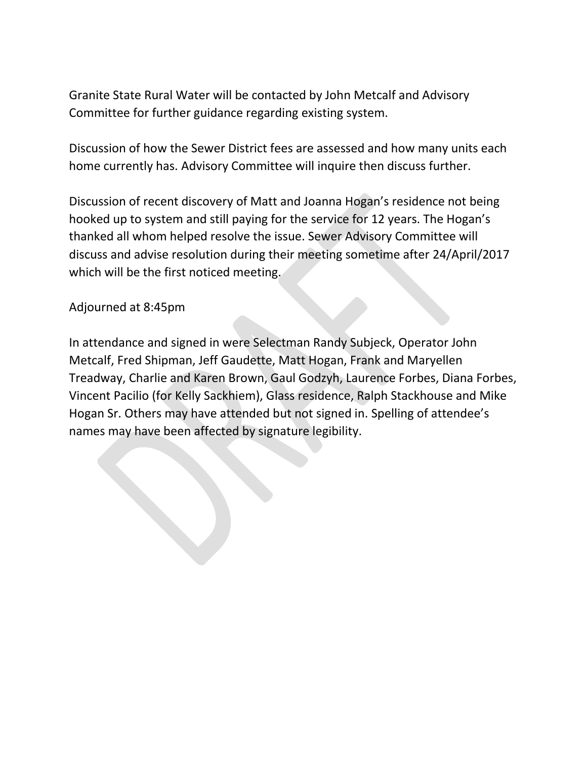Granite State Rural Water will be contacted by John Metcalf and Advisory Committee for further guidance regarding existing system.

Discussion of how the Sewer District fees are assessed and how many units each home currently has. Advisory Committee will inquire then discuss further.

Discussion of recent discovery of Matt and Joanna Hogan's residence not being hooked up to system and still paying for the service for 12 years. The Hogan's thanked all whom helped resolve the issue. Sewer Advisory Committee will discuss and advise resolution during their meeting sometime after 24/April/2017 which will be the first noticed meeting.

Adjourned at 8:45pm

In attendance and signed in were Selectman Randy Subjeck, Operator John Metcalf, Fred Shipman, Jeff Gaudette, Matt Hogan, Frank and Maryellen Treadway, Charlie and Karen Brown, Gaul Godzyh, Laurence Forbes, Diana Forbes, Vincent Pacilio (for Kelly Sackhiem), Glass residence, Ralph Stackhouse and Mike Hogan Sr. Others may have attended but not signed in. Spelling of attendee's names may have been affected by signature legibility.